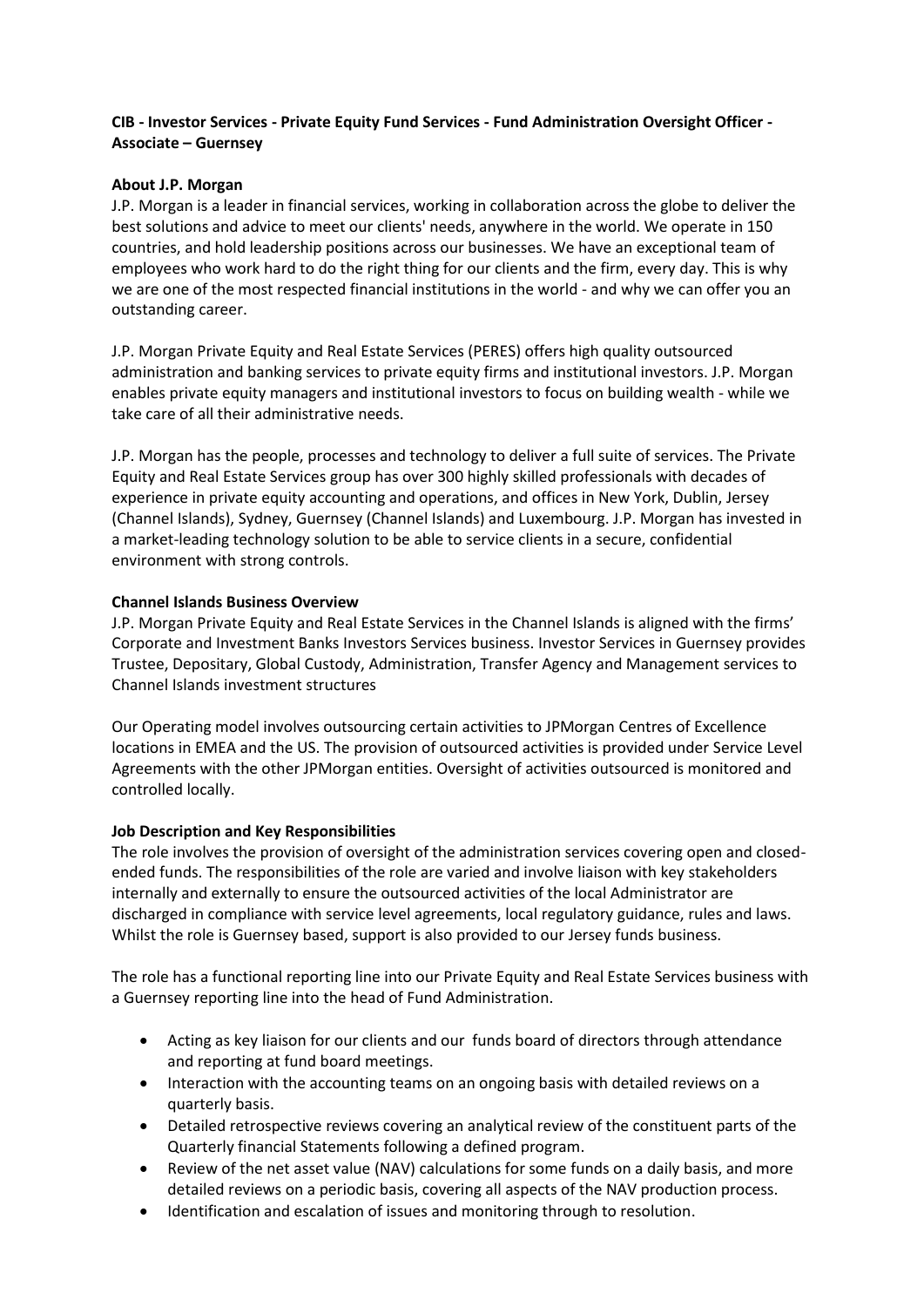**CIB - Investor Services - Private Equity Fund Services - Fund Administration Oversight Officer - Associate – Guernsey**

**About J.P. Morgan**

J.P. Morgan is a leader in financial services, working in collaboration across the globe to deliver the best solutions and advice to meet our clients' needs, anywhere in the world. We operate in 150 countries, and hold leadership positions across our businesses. We have an exceptional team of employees who work hard to do the right thing for our clients and the firm, every day. This is why we are one of the most respected financial institutions in the world - and why we can offer you an outstanding career.

J.P. Morgan Private Equity and Real Estate Services (PERES) offers high quality outsourced administration and banking services to private equity firms and institutional investors. J.P. Morgan enables private equity managers and institutional investors to focus on building wealth - while we take care of all their administrative needs.

J.P. Morgan has the people, processes and technology to deliver a full suite of services. The Private Equity and Real Estate Services group has over 300 highly skilled professionals with decades of experience in private equity accounting and operations, and offices in New York, Dublin, Jersey (Channel Islands), Sydney, Guernsey (Channel Islands) and Luxembourg. J.P. Morgan has invested in a market-leading technology solution to be able to service clients in a secure, confidential environment with strong controls.

**Channel Islands Business Overview**

J.P. Morgan Private Equity and Real Estate Services in the Channel Islands is aligned with the firms' Corporate and Investment Banks Investors Services business. Investor Services in Guernsey provides Trustee, Depositary, Global Custody, Administration, Transfer Agency and Management services to Channel Islands investment structures

Our Operating model involves outsourcing certain activities to JPMorgan Centres of Excellence locations in EMEA and the US. The provision of outsourced activities is provided under Service Level Agreements with the other JPMorgan entities. Oversight of activities outsourced is monitored and controlled locally.

**Job Description and Key Responsibilities**

The role involves the provision of oversight of the administration services covering open and closed-ended funds. The responsibilities of the role are varied and involve liaison with key stakeholders internally and externally to ensure the outsourced activities of the local Administrator are discharged in compliance with service level agreements, local regulatory guidance, rules and laws. Whilst the role is Guernsey based, support is also provided to our Jersey funds business.

The role has a functional reporting line into our Private Equity and Real Estate Services business with a Guernsey reporting line into the head of Fund Administration.

- Acting as key liaison for our clients and our funds board of directors through attendance and reporting at fund board meetings.
- Interaction with the accounting teams on an ongoing basis with detailed reviews on a quarterly basis.
- Detailed retrospective reviews covering an analytical review of the constituent parts of the Quarterly financial Statements following a defined program.
- Review of the net asset value (NAV) calculations for some funds on a daily basis, and more detailed reviews on a periodic basis, covering all aspects of the NAV production process.
- Identification and escalation of issues and monitoring through to resolution.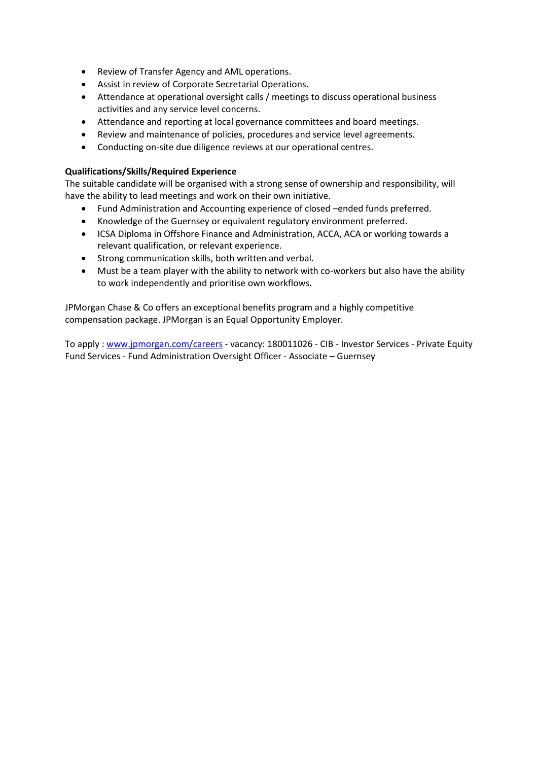- Review of Transfer Agency and AML operations.
- Assist in review of Corporate Secretarial Operations.
- Attendance at operational oversight calls / meetings to discuss operational business activities and any service level concerns.
- Attendance and reporting at local governance committees and board meetings.
- Review and maintenance of policies, procedures and service level agreements.
- Conducting on-site due diligence reviews at our operational centres.

**Qualifications/Skills/Required Experience**

The suitable candidate will be organised with a strong sense of ownership and responsibility, will have the ability to lead meetings and work on their own initiative.

- Fund Administration and Accounting experience of closed –ended funds preferred.
- Knowledge of the Guernsey or equivalent regulatory environment preferred.
- ICSA Diploma in Offshore Finance and Administration, ACCA, ACA or working towards a relevant qualification, or relevant experience.
- Strong communication skills, both written and verbal.
- Must be a team player with the ability to network with co-workers but also have the ability to work independently and prioritise own workflows.

JPMorgan Chase & Co offers an exceptional benefits program and a highly competitive compensation package. JPMorgan is an Equal Opportunity Employer.

To apply : [www.jpmorgan.com/careers](http://www.jpmorgan.com/careers) - vacancy: 180011026 - CIB - Investor Services - Private Equity Fund Services - Fund Administration Oversight Officer - Associate – Guernsey